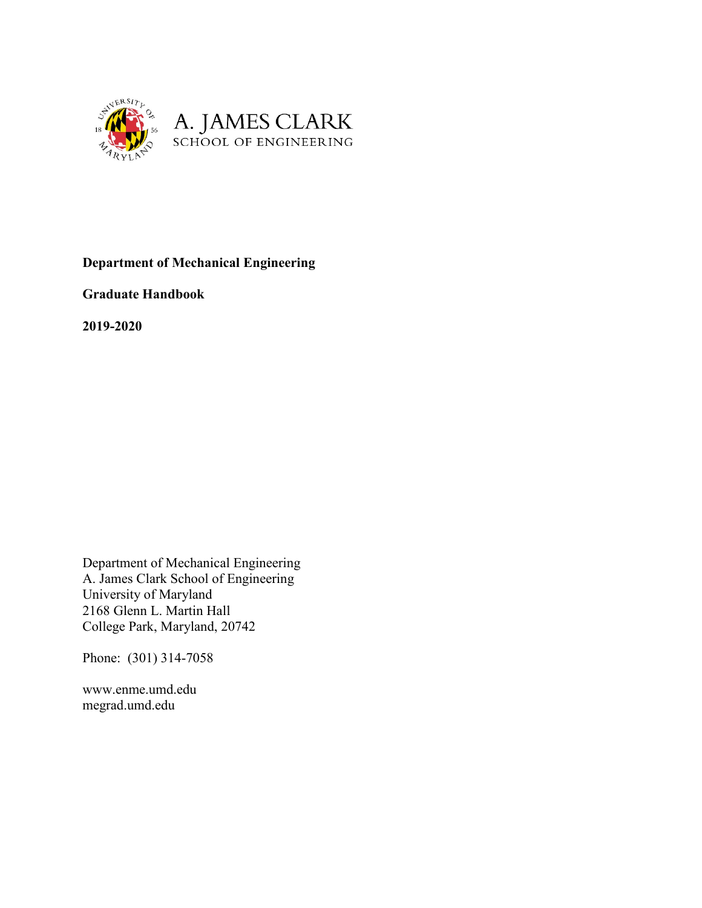A. JAMES CLARK
SCHOOL OF ENGINEERING

**Department of Mechanical Engineering**

**Graduate Handbook**

**2019-2020**

Department of Mechanical Engineering
A. James Clark School of Engineering
University of Maryland
2168 Glenn L. Martin Hall
College Park, Maryland, 20742

Phone: (301) 314-7058

www.enme.umd.edu
megrad.umd.edu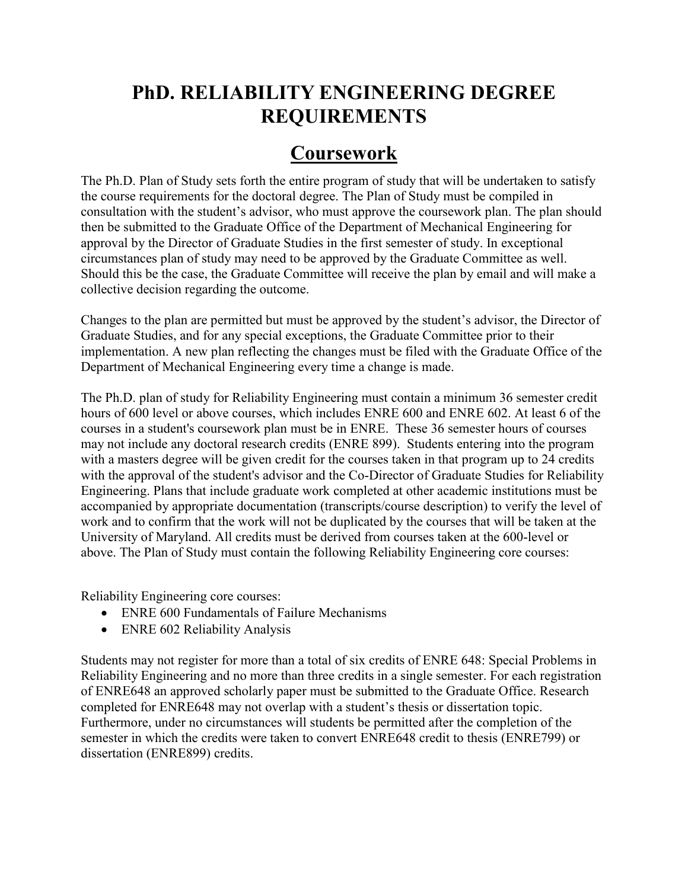# PhD. RELIABILITY ENGINEERING DEGREE REQUIREMENTS

## Coursework

The Ph.D. Plan of Study sets forth the entire program of study that will be undertaken to satisfy the course requirements for the doctoral degree. The Plan of Study must be compiled in consultation with the student's advisor, who must approve the coursework plan. The plan should then be submitted to the Graduate Office of the Department of Mechanical Engineering for approval by the Director of Graduate Studies in the first semester of study. In exceptional circumstances plan of study may need to be approved by the Graduate Committee as well. Should this be the case, the Graduate Committee will receive the plan by email and will make a collective decision regarding the outcome.

Changes to the plan are permitted but must be approved by the student's advisor, the Director of Graduate Studies, and for any special exceptions, the Graduate Committee prior to their implementation. A new plan reflecting the changes must be filed with the Graduate Office of the Department of Mechanical Engineering every time a change is made.

The Ph.D. plan of study for Reliability Engineering must contain a minimum 36 semester credit hours of 600 level or above courses, which includes ENRE 600 and ENRE 602. At least 6 of the courses in a student's coursework plan must be in ENRE. These 36 semester hours of courses may not include any doctoral research credits (ENRE 899). Students entering into the program with a masters degree will be given credit for the courses taken in that program up to 24 credits with the approval of the student's advisor and the Co-Director of Graduate Studies for Reliability Engineering. Plans that include graduate work completed at other academic institutions must be accompanied by appropriate documentation (transcripts/course description) to verify the level of work and to confirm that the work will not be duplicated by the courses that will be taken at the University of Maryland. All credits must be derived from courses taken at the 600-level or above. The Plan of Study must contain the following Reliability Engineering core courses:

Reliability Engineering core courses:

- ENRE 600 Fundamentals of Failure Mechanisms
- ENRE 602 Reliability Analysis

Students may not register for more than a total of six credits of ENRE 648: Special Problems in Reliability Engineering and no more than three credits in a single semester. For each registration of ENRE648 an approved scholarly paper must be submitted to the Graduate Office. Research completed for ENRE648 may not overlap with a student's thesis or dissertation topic. Furthermore, under no circumstances will students be permitted after the completion of the semester in which the credits were taken to convert ENRE648 credit to thesis (ENRE799) or dissertation (ENRE899) credits.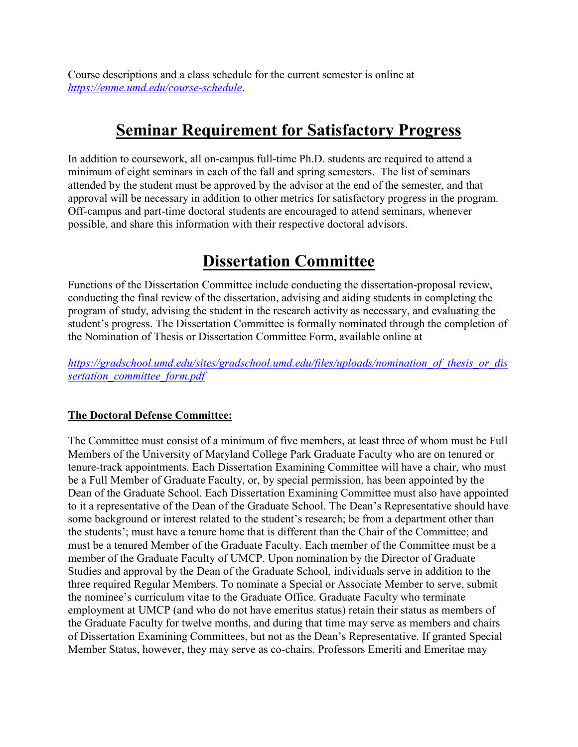Course descriptions and a class schedule for the current semester is online at *https://enme.umd.edu/course-schedule*.

# Seminar Requirement for Satisfactory Progress

In addition to coursework, all on-campus full-time Ph.D. students are required to attend a minimum of eight seminars in each of the fall and spring semesters. The list of seminars attended by the student must be approved by the advisor at the end of the semester, and that approval will be necessary in addition to other metrics for satisfactory progress in the program. Off-campus and part-time doctoral students are encouraged to attend seminars, whenever possible, and share this information with their respective doctoral advisors.

# Dissertation Committee

Functions of the Dissertation Committee include conducting the dissertation-proposal review, conducting the final review of the dissertation, advising and aiding students in completing the program of study, advising the student in the research activity as necessary, and evaluating the student's progress. The Dissertation Committee is formally nominated through the completion of the Nomination of Thesis or Dissertation Committee Form, available online at

*https://gradschool.umd.edu/sites/gradschool.umd.edu/files/uploads/nomination_of_thesis_or_dissertation_committee_form.pdf*

**The Doctoral Defense Committee:**

The Committee must consist of a minimum of five members, at least three of whom must be Full Members of the University of Maryland College Park Graduate Faculty who are on tenured or tenure-track appointments. Each Dissertation Examining Committee will have a chair, who must be a Full Member of Graduate Faculty, or, by special permission, has been appointed by the Dean of the Graduate School. Each Dissertation Examining Committee must also have appointed to it a representative of the Dean of the Graduate School. The Dean's Representative should have some background or interest related to the student's research; be from a department other than the students'; must have a tenure home that is different than the Chair of the Committee; and must be a tenured Member of the Graduate Faculty. Each member of the Committee must be a member of the Graduate Faculty of UMCP. Upon nomination by the Director of Graduate Studies and approval by the Dean of the Graduate School, individuals serve in addition to the three required Regular Members. To nominate a Special or Associate Member to serve, submit the nominee's curriculum vitae to the Graduate Office. Graduate Faculty who terminate employment at UMCP (and who do not have emeritus status) retain their status as members of the Graduate Faculty for twelve months, and during that time may serve as members and chairs of Dissertation Examining Committees, but not as the Dean's Representative. If granted Special Member Status, however, they may serve as co-chairs. Professors Emeriti and Emeritae may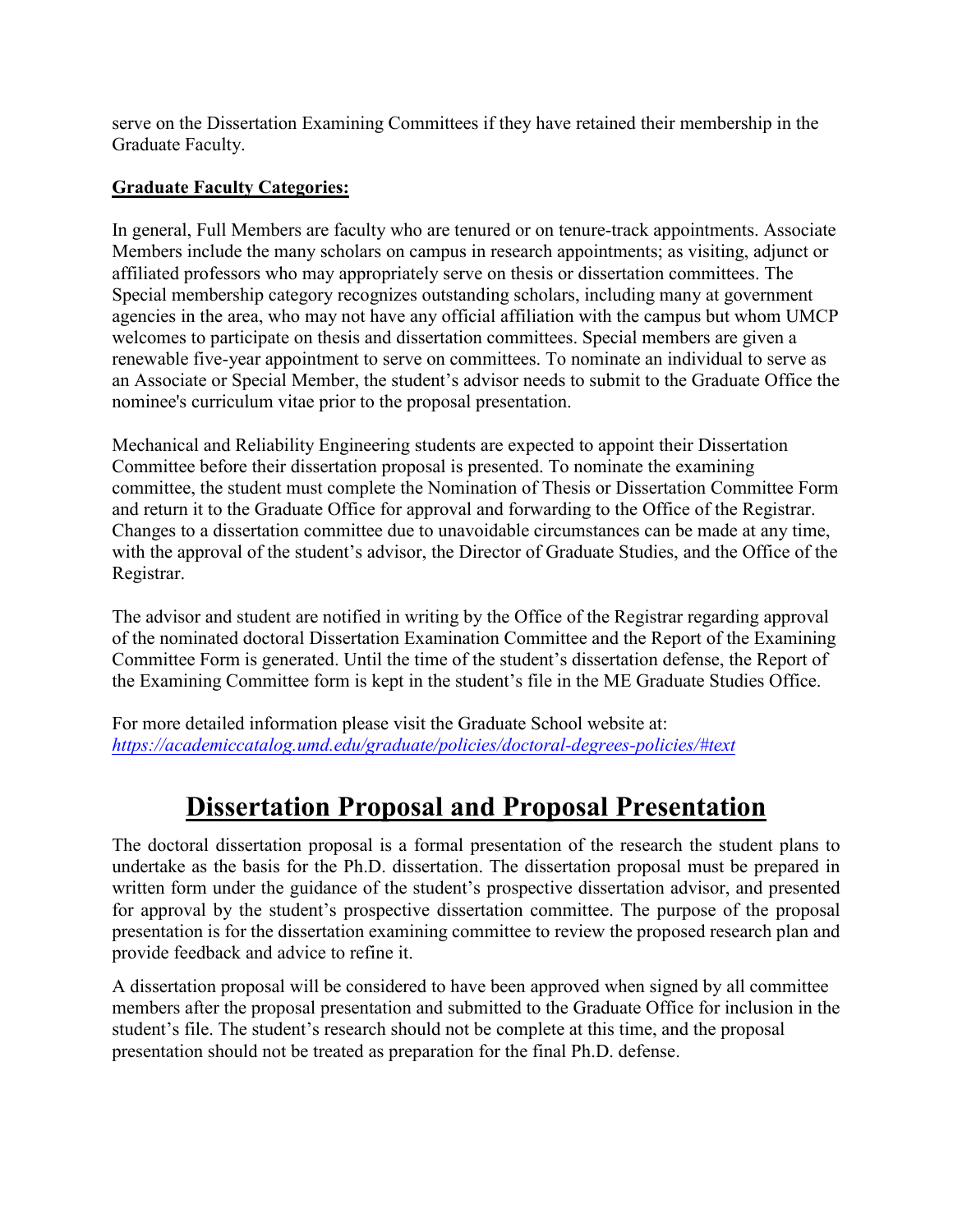serve on the Dissertation Examining Committees if they have retained their membership in the Graduate Faculty.

**Graduate Faculty Categories:**

In general, Full Members are faculty who are tenured or on tenure-track appointments. Associate Members include the many scholars on campus in research appointments; as visiting, adjunct or affiliated professors who may appropriately serve on thesis or dissertation committees. The Special membership category recognizes outstanding scholars, including many at government agencies in the area, who may not have any official affiliation with the campus but whom UMCP welcomes to participate on thesis and dissertation committees. Special members are given a renewable five-year appointment to serve on committees. To nominate an individual to serve as an Associate or Special Member, the student's advisor needs to submit to the Graduate Office the nominee's curriculum vitae prior to the proposal presentation.

Mechanical and Reliability Engineering students are expected to appoint their Dissertation Committee before their dissertation proposal is presented. To nominate the examining committee, the student must complete the Nomination of Thesis or Dissertation Committee Form and return it to the Graduate Office for approval and forwarding to the Office of the Registrar. Changes to a dissertation committee due to unavoidable circumstances can be made at any time, with the approval of the student's advisor, the Director of Graduate Studies, and the Office of the Registrar.

The advisor and student are notified in writing by the Office of the Registrar regarding approval of the nominated doctoral Dissertation Examination Committee and the Report of the Examining Committee Form is generated. Until the time of the student's dissertation defense, the Report of the Examining Committee form is kept in the student's file in the ME Graduate Studies Office.

For more detailed information please visit the Graduate School website at:
*https://academiccatalog.umd.edu/graduate/policies/doctoral-degrees-policies/#text*

# Dissertation Proposal and Proposal Presentation

The doctoral dissertation proposal is a formal presentation of the research the student plans to undertake as the basis for the Ph.D. dissertation. The dissertation proposal must be prepared in written form under the guidance of the student's prospective dissertation advisor, and presented for approval by the student's prospective dissertation committee. The purpose of the proposal presentation is for the dissertation examining committee to review the proposed research plan and provide feedback and advice to refine it.

A dissertation proposal will be considered to have been approved when signed by all committee members after the proposal presentation and submitted to the Graduate Office for inclusion in the student's file. The student's research should not be complete at this time, and the proposal presentation should not be treated as preparation for the final Ph.D. defense.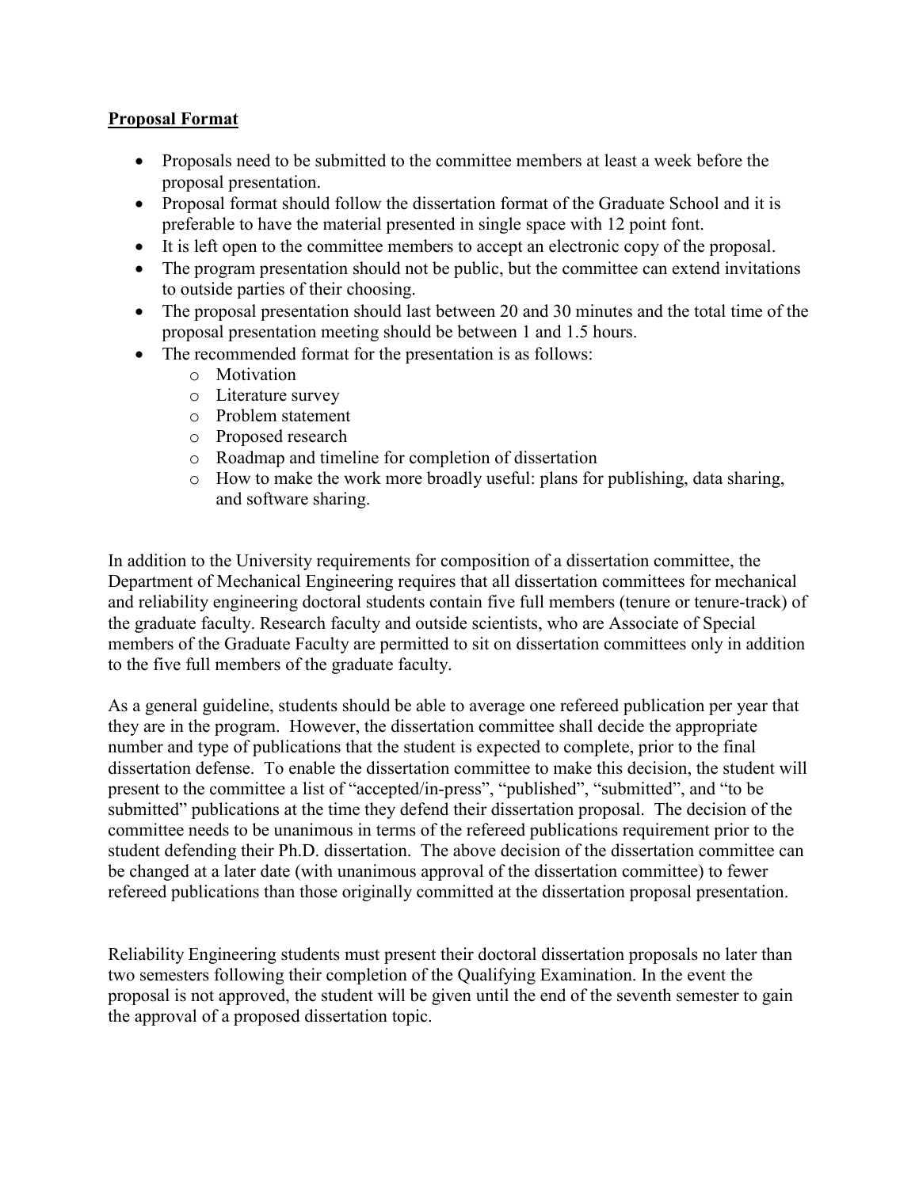**Proposal Format**

- Proposals need to be submitted to the committee members at least a week before the proposal presentation.
- Proposal format should follow the dissertation format of the Graduate School and it is preferable to have the material presented in single space with 12 point font.
- It is left open to the committee members to accept an electronic copy of the proposal.
- The program presentation should not be public, but the committee can extend invitations to outside parties of their choosing.
- The proposal presentation should last between 20 and 30 minutes and the total time of the proposal presentation meeting should be between 1 and 1.5 hours.
- The recommended format for the presentation is as follows:
  - Motivation
  - Literature survey
  - Problem statement
  - Proposed research
  - Roadmap and timeline for completion of dissertation
  - How to make the work more broadly useful: plans for publishing, data sharing, and software sharing.

In addition to the University requirements for composition of a dissertation committee, the Department of Mechanical Engineering requires that all dissertation committees for mechanical and reliability engineering doctoral students contain five full members (tenure or tenure-track) of the graduate faculty. Research faculty and outside scientists, who are Associate of Special members of the Graduate Faculty are permitted to sit on dissertation committees only in addition to the five full members of the graduate faculty.

As a general guideline, students should be able to average one refereed publication per year that they are in the program. However, the dissertation committee shall decide the appropriate number and type of publications that the student is expected to complete, prior to the final dissertation defense. To enable the dissertation committee to make this decision, the student will present to the committee a list of "accepted/in-press", "published", "submitted", and "to be submitted" publications at the time they defend their dissertation proposal. The decision of the committee needs to be unanimous in terms of the refereed publications requirement prior to the student defending their Ph.D. dissertation. The above decision of the dissertation committee can be changed at a later date (with unanimous approval of the dissertation committee) to fewer refereed publications than those originally committed at the dissertation proposal presentation.

Reliability Engineering students must present their doctoral dissertation proposals no later than two semesters following their completion of the Qualifying Examination. In the event the proposal is not approved, the student will be given until the end of the seventh semester to gain the approval of a proposed dissertation topic.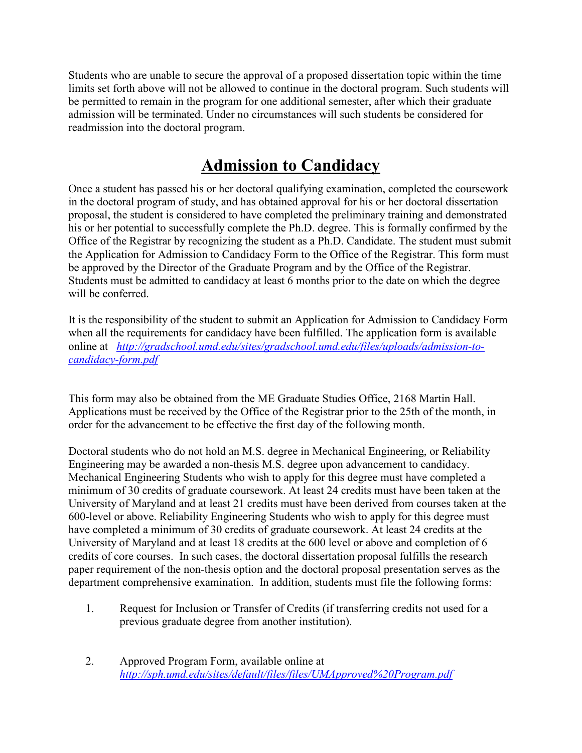Students who are unable to secure the approval of a proposed dissertation topic within the time limits set forth above will not be allowed to continue in the doctoral program. Such students will be permitted to remain in the program for one additional semester, after which their graduate admission will be terminated. Under no circumstances will such students be considered for readmission into the doctoral program.

# Admission to Candidacy

Once a student has passed his or her doctoral qualifying examination, completed the coursework in the doctoral program of study, and has obtained approval for his or her doctoral dissertation proposal, the student is considered to have completed the preliminary training and demonstrated his or her potential to successfully complete the Ph.D. degree. This is formally confirmed by the Office of the Registrar by recognizing the student as a Ph.D. Candidate. The student must submit the Application for Admission to Candidacy Form to the Office of the Registrar. This form must be approved by the Director of the Graduate Program and by the Office of the Registrar. Students must be admitted to candidacy at least 6 months prior to the date on which the degree will be conferred.

It is the responsibility of the student to submit an Application for Admission to Candidacy Form when all the requirements for candidacy have been fulfilled. The application form is available online at *http://gradschool.umd.edu/sites/gradschool.umd.edu/files/uploads/admission-to-candidacy-form.pdf*

This form may also be obtained from the ME Graduate Studies Office, 2168 Martin Hall. Applications must be received by the Office of the Registrar prior to the 25th of the month, in order for the advancement to be effective the first day of the following month.

Doctoral students who do not hold an M.S. degree in Mechanical Engineering, or Reliability Engineering may be awarded a non-thesis M.S. degree upon advancement to candidacy. Mechanical Engineering Students who wish to apply for this degree must have completed a minimum of 30 credits of graduate coursework. At least 24 credits must have been taken at the University of Maryland and at least 21 credits must have been derived from courses taken at the 600-level or above. Reliability Engineering Students who wish to apply for this degree must have completed a minimum of 30 credits of graduate coursework. At least 24 credits at the University of Maryland and at least 18 credits at the 600 level or above and completion of 6 credits of core courses. In such cases, the doctoral dissertation proposal fulfills the research paper requirement of the non-thesis option and the doctoral proposal presentation serves as the department comprehensive examination. In addition, students must file the following forms:

1. Request for Inclusion or Transfer of Credits (if transferring credits not used for a previous graduate degree from another institution).

2. Approved Program Form, available online at *http://sph.umd.edu/sites/default/files/files/UMApproved%20Program.pdf*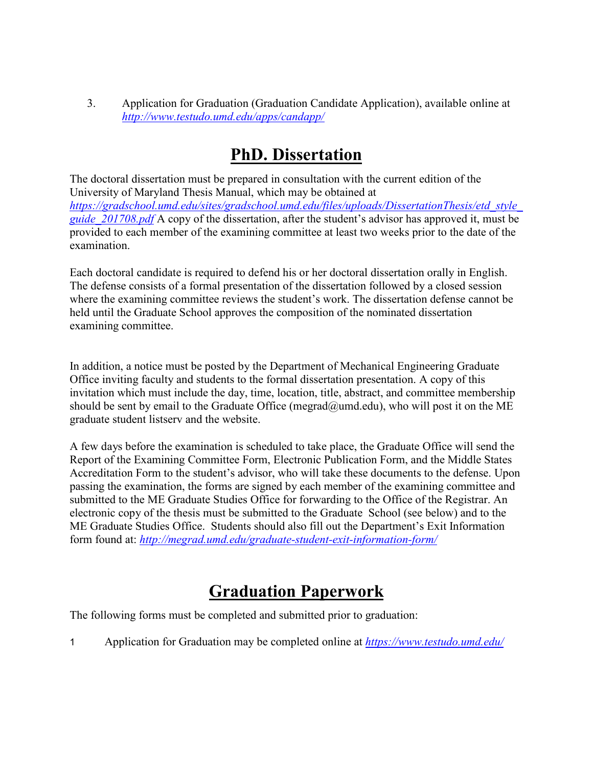3. Application for Graduation (Graduation Candidate Application), available online at *http://www.testudo.umd.edu/apps/candapp/*

# PhD. Dissertation

The doctoral dissertation must be prepared in consultation with the current edition of the University of Maryland Thesis Manual, which may be obtained at *https://gradschool.umd.edu/sites/gradschool.umd.edu/files/uploads/DissertationThesis/etd_style_guide_201708.pdf* A copy of the dissertation, after the student's advisor has approved it, must be provided to each member of the examining committee at least two weeks prior to the date of the examination.

Each doctoral candidate is required to defend his or her doctoral dissertation orally in English. The defense consists of a formal presentation of the dissertation followed by a closed session where the examining committee reviews the student's work. The dissertation defense cannot be held until the Graduate School approves the composition of the nominated dissertation examining committee.

In addition, a notice must be posted by the Department of Mechanical Engineering Graduate Office inviting faculty and students to the formal dissertation presentation. A copy of this invitation which must include the day, time, location, title, abstract, and committee membership should be sent by email to the Graduate Office (megrad@umd.edu), who will post it on the ME graduate student listserv and the website.

A few days before the examination is scheduled to take place, the Graduate Office will send the Report of the Examining Committee Form, Electronic Publication Form, and the Middle States Accreditation Form to the student's advisor, who will take these documents to the defense. Upon passing the examination, the forms are signed by each member of the examining committee and submitted to the ME Graduate Studies Office for forwarding to the Office of the Registrar. An electronic copy of the thesis must be submitted to the Graduate School (see below) and to the ME Graduate Studies Office. Students should also fill out the Department's Exit Information form found at: *http://megrad.umd.edu/graduate-student-exit-information-form/*

# Graduation Paperwork

The following forms must be completed and submitted prior to graduation:

1 Application for Graduation may be completed online at *https://www.testudo.umd.edu/*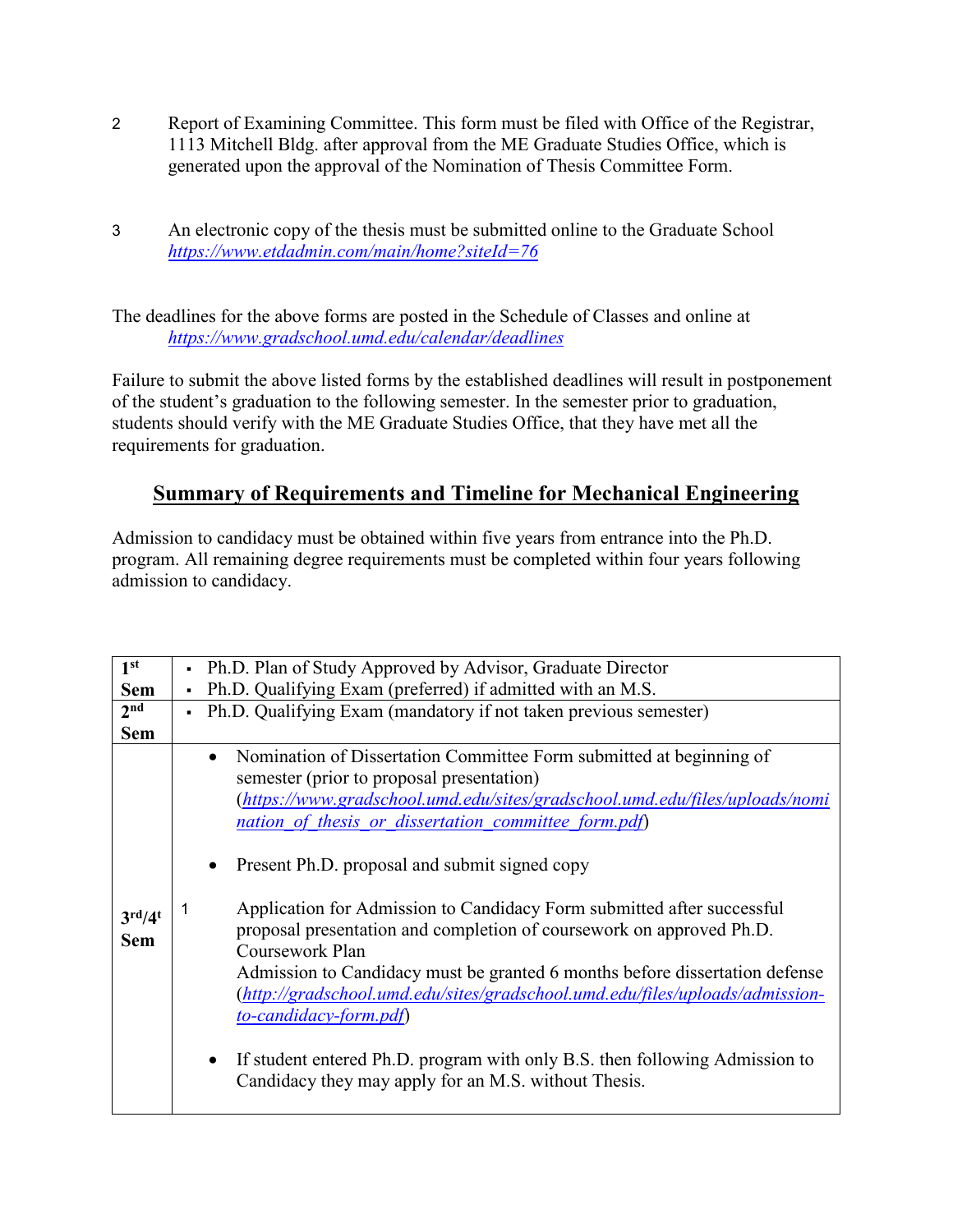2. Report of Examining Committee. This form must be filed with Office of the Registrar, 1113 Mitchell Bldg. after approval from the ME Graduate Studies Office, which is generated upon the approval of the Nomination of Thesis Committee Form.

3. An electronic copy of the thesis must be submitted online to the Graduate School *https://www.etdadmin.com/main/home?siteId=76*

The deadlines for the above forms are posted in the Schedule of Classes and online at *https://www.gradschool.umd.edu/calendar/deadlines*

Failure to submit the above listed forms by the established deadlines will result in postponement of the student's graduation to the following semester. In the semester prior to graduation, students should verify with the ME Graduate Studies Office, that they have met all the requirements for graduation.

## Summary of Requirements and Timeline for Mechanical Engineering

Admission to candidacy must be obtained within five years from entrance into the Ph.D. program. All remaining degree requirements must be completed within four years following admission to candidacy.

| | |
|---|---|
| **1st Sem** | ▪ Ph.D. Plan of Study Approved by Advisor, Graduate Director<br>▪ Ph.D. Qualifying Exam (preferred) if admitted with an M.S. |
| **2nd Sem** | ▪ Ph.D. Qualifying Exam (mandatory if not taken previous semester) |
| **3rd/4t Sem** | • Nomination of Dissertation Committee Form submitted at beginning of semester (prior to proposal presentation) (*https://www.gradschool.umd.edu/sites/gradschool.umd.edu/files/uploads/nomination_of_thesis_or_dissertation_committee_form.pdf*)<br><br>• Present Ph.D. proposal and submit signed copy<br><br>1 Application for Admission to Candidacy Form submitted after successful proposal presentation and completion of coursework on approved Ph.D. Coursework Plan<br>Admission to Candidacy must be granted 6 months before dissertation defense (*http://gradschool.umd.edu/sites/gradschool.umd.edu/files/uploads/admission-to-candidacy-form.pdf*)<br><br>• If student entered Ph.D. program with only B.S. then following Admission to Candidacy they may apply for an M.S. without Thesis. |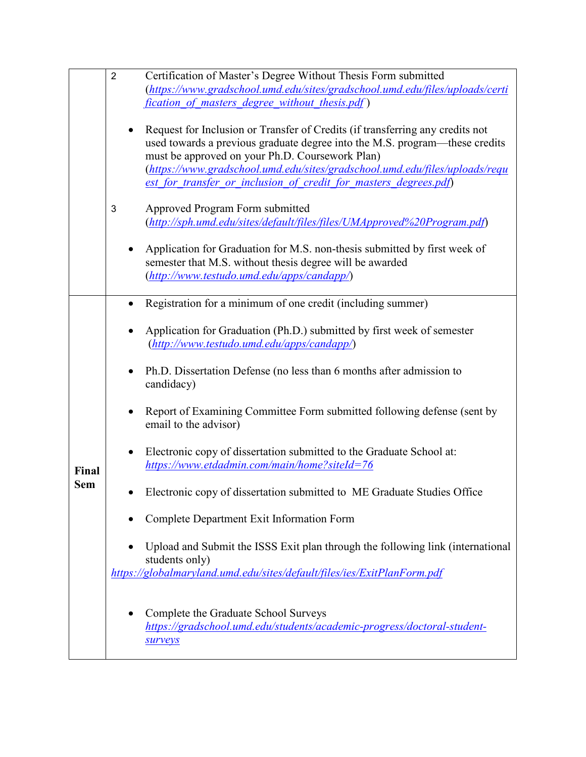| | |
|---|---|
| | 2 Certification of Master's Degree Without Thesis Form submitted (https://www.gradschool.umd.edu/sites/gradschool.umd.edu/files/uploads/certification_of_masters_degree_without_thesis.pdf ) <br><br> • Request for Inclusion or Transfer of Credits (if transferring any credits not used towards a previous graduate degree into the M.S. program—these credits must be approved on your Ph.D. Coursework Plan) (https://www.gradschool.umd.edu/sites/gradschool.umd.edu/files/uploads/request_for_transfer_or_inclusion_of_credit_for_masters_degrees.pdf) <br><br> 3 Approved Program Form submitted (http://sph.umd.edu/sites/default/files/files/UMApproved%20Program.pdf) <br><br> • Application for Graduation for M.S. non-thesis submitted by first week of semester that M.S. without thesis degree will be awarded (http://www.testudo.umd.edu/apps/candapp/) |
| **Final Sem** | • Registration for a minimum of one credit (including summer) <br><br> • Application for Graduation (Ph.D.) submitted by first week of semester (http://www.testudo.umd.edu/apps/candapp/) <br><br> • Ph.D. Dissertation Defense (no less than 6 months after admission to candidacy) <br><br> • Report of Examining Committee Form submitted following defense (sent by email to the advisor) <br><br> • Electronic copy of dissertation submitted to the Graduate School at: https://www.etdadmin.com/main/home?siteId=76 <br><br> • Electronic copy of dissertation submitted to ME Graduate Studies Office <br><br> • Complete Department Exit Information Form <br><br> • Upload and Submit the ISSS Exit plan through the following link (international students only) https://globalmaryland.umd.edu/sites/default/files/ies/ExitPlanForm.pdf <br><br> • Complete the Graduate School Surveys https://gradschool.umd.edu/students/academic-progress/doctoral-student-surveys |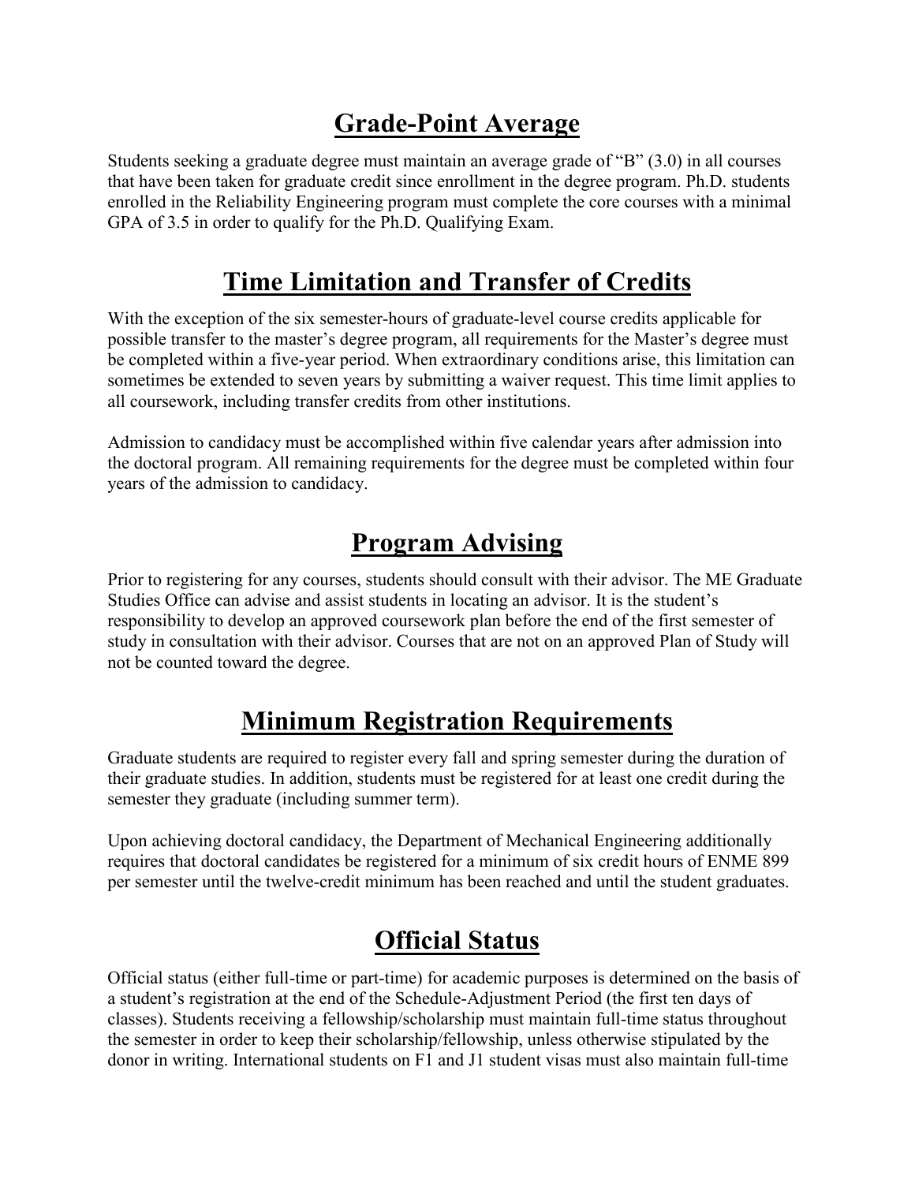## Grade-Point Average

Students seeking a graduate degree must maintain an average grade of "B" (3.0) in all courses that have been taken for graduate credit since enrollment in the degree program. Ph.D. students enrolled in the Reliability Engineering program must complete the core courses with a minimal GPA of 3.5 in order to qualify for the Ph.D. Qualifying Exam.

## Time Limitation and Transfer of Credits

With the exception of the six semester-hours of graduate-level course credits applicable for possible transfer to the master's degree program, all requirements for the Master's degree must be completed within a five-year period. When extraordinary conditions arise, this limitation can sometimes be extended to seven years by submitting a waiver request. This time limit applies to all coursework, including transfer credits from other institutions.

Admission to candidacy must be accomplished within five calendar years after admission into the doctoral program. All remaining requirements for the degree must be completed within four years of the admission to candidacy.

## Program Advising

Prior to registering for any courses, students should consult with their advisor. The ME Graduate Studies Office can advise and assist students in locating an advisor. It is the student's responsibility to develop an approved coursework plan before the end of the first semester of study in consultation with their advisor. Courses that are not on an approved Plan of Study will not be counted toward the degree.

## Minimum Registration Requirements

Graduate students are required to register every fall and spring semester during the duration of their graduate studies. In addition, students must be registered for at least one credit during the semester they graduate (including summer term).

Upon achieving doctoral candidacy, the Department of Mechanical Engineering additionally requires that doctoral candidates be registered for a minimum of six credit hours of ENME 899 per semester until the twelve-credit minimum has been reached and until the student graduates.

## Official Status

Official status (either full-time or part-time) for academic purposes is determined on the basis of a student's registration at the end of the Schedule-Adjustment Period (the first ten days of classes). Students receiving a fellowship/scholarship must maintain full-time status throughout the semester in order to keep their scholarship/fellowship, unless otherwise stipulated by the donor in writing. International students on F1 and J1 student visas must also maintain full-time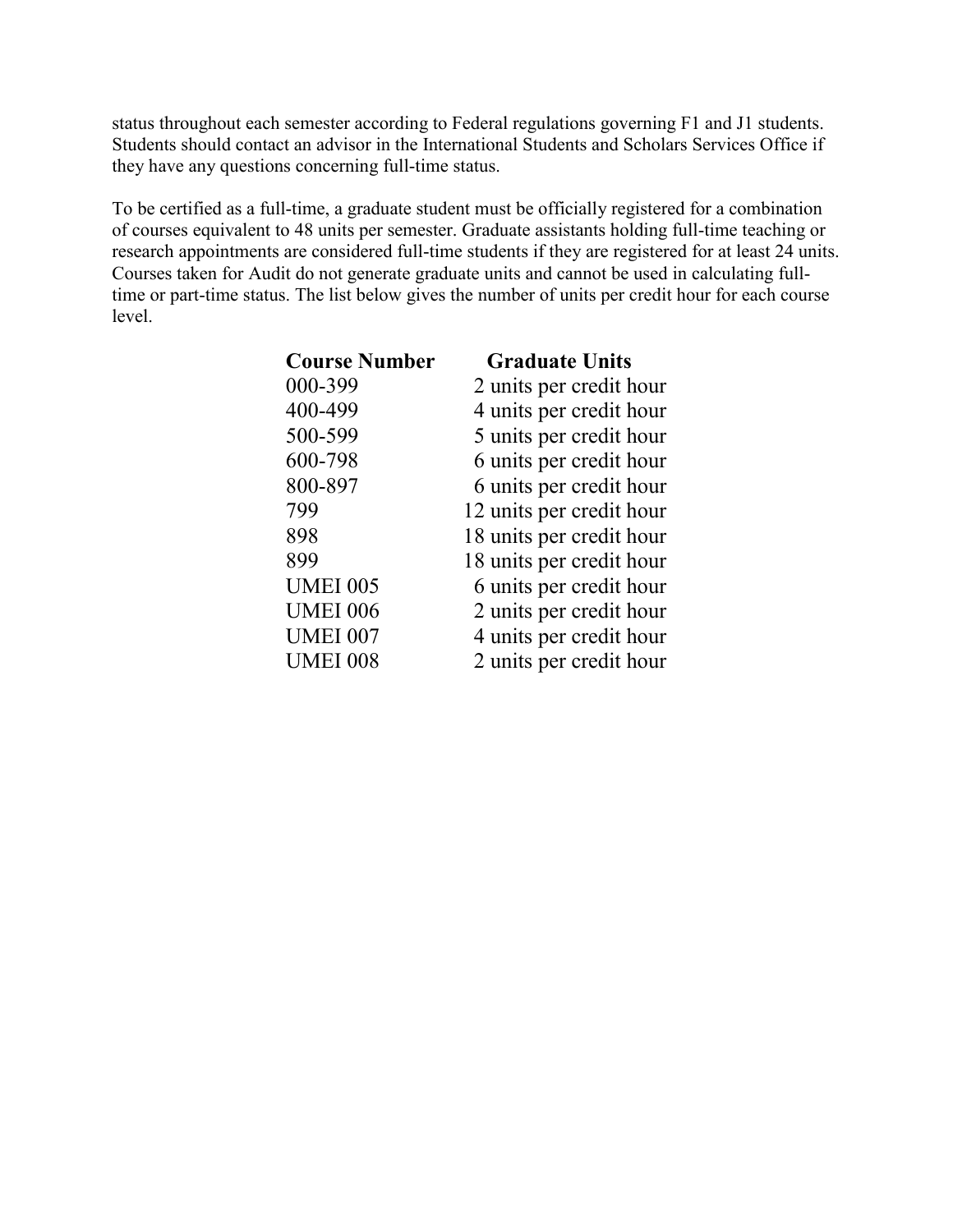status throughout each semester according to Federal regulations governing F1 and J1 students. Students should contact an advisor in the International Students and Scholars Services Office if they have any questions concerning full-time status.

To be certified as a full-time, a graduate student must be officially registered for a combination of courses equivalent to 48 units per semester. Graduate assistants holding full-time teaching or research appointments are considered full-time students if they are registered for at least 24 units. Courses taken for Audit do not generate graduate units and cannot be used in calculating full-time or part-time status. The list below gives the number of units per credit hour for each course level.

| Course Number | Graduate Units |
| --- | --- |
| 000-399 | 2 units per credit hour |
| 400-499 | 4 units per credit hour |
| 500-599 | 5 units per credit hour |
| 600-798 | 6 units per credit hour |
| 800-897 | 6 units per credit hour |
| 799 | 12 units per credit hour |
| 898 | 18 units per credit hour |
| 899 | 18 units per credit hour |
| UMEI 005 | 6 units per credit hour |
| UMEI 006 | 2 units per credit hour |
| UMEI 007 | 4 units per credit hour |
| UMEI 008 | 2 units per credit hour |